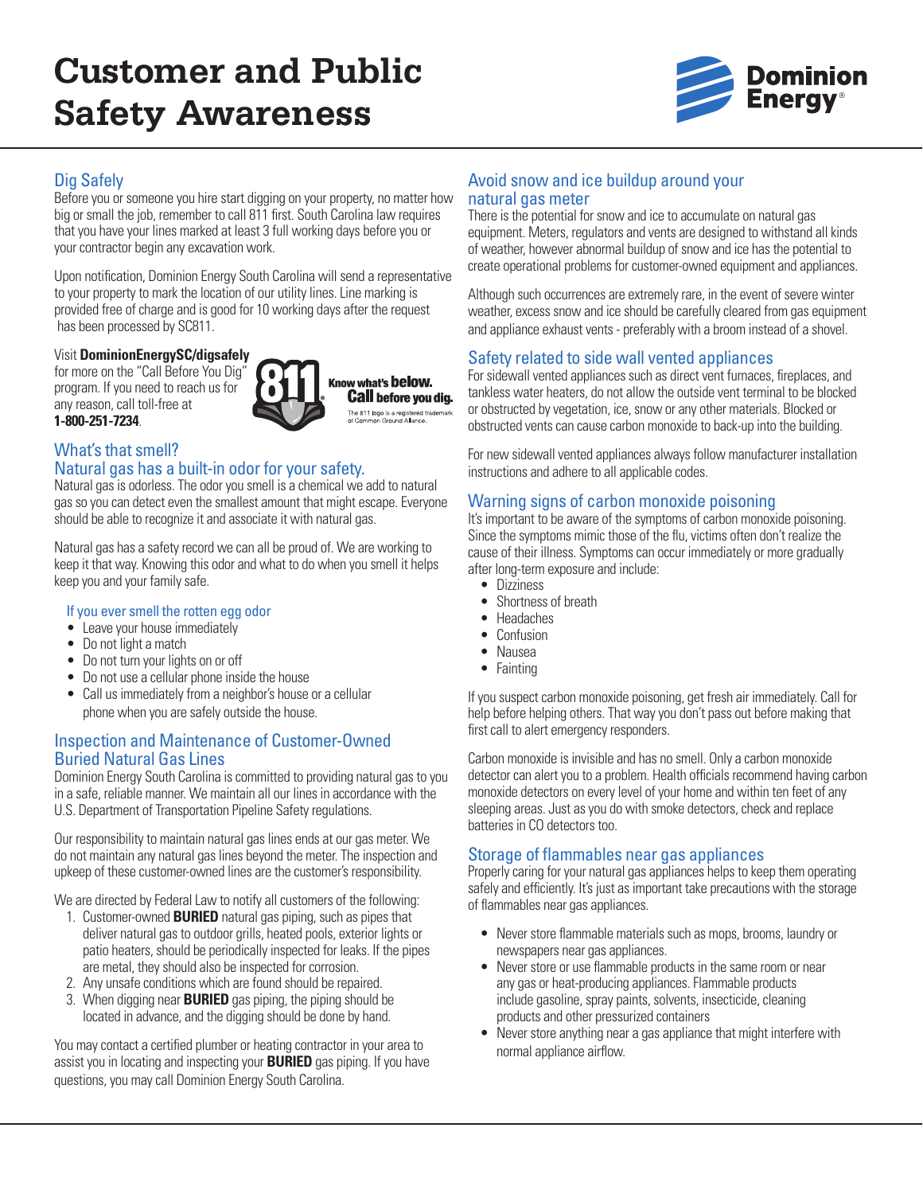# Customer and Public Safety Awareness

## Dig Safely

Before you or someone you hire start digging on your property, no matter how big or small the job, remember to call 811 first. South Carolina law requires that you have your lines marked at least 3 full working days before you or your contractor begin any excavation work.

Upon notification, Dominion Energy South Carolina will send a representative to your property to mark the location of our utility lines. Line marking is provided free of charge and is good for 10 working days after the request has been processed by SC811.

Visit **DominionEnergySC/digsafely** for more on the "Call Before You Dig" program. If you need to reach us for any reason, call toll-free at **1-800-251-7234**.

Know what's **below**. **Call** before you dig.

The 811 logo is a registered trademark of Common Ground Alliance.

## What's that smell? Natural gas has a built-in odor for your safety.

Natural gas is odorless. The odor you smell is a chemical we add to natural gas so you can detect even the smallest amount that might escape. Everyone should be able to recognize it and associate it with natural gas.

Natural gas has a safety record we can all be proud of. We are working to keep it that way. Knowing this odor and what to do when you smell it helps keep you and your family safe.

### If you ever smell the rotten egg odor

- Leave your house immediately
- Do not light a match
- Do not turn your lights on or off
- Do not use a cellular phone inside the house
- Call us immediately from a neighbor's house or a cellular phone when you are safely outside the house.

## Inspection and Maintenance of Customer-Owned Buried Natural Gas Lines

Dominion Energy South Carolina is committed to providing natural gas to you in a safe, reliable manner. We maintain all our lines in accordance with the U.S. Department of Transportation Pipeline Safety regulations.

Our responsibility to maintain natural gas lines ends at our gas meter. We do not maintain any natural gas lines beyond the meter. The inspection and upkeep of these customer-owned lines are the customer's responsibility.

We are directed by Federal Law to notify all customers of the following:

1. Customer-owned **BURIED** natural gas piping, such as pipes that deliver natural gas to outdoor grills, heated pools, exterior lights or patio heaters, should be periodically inspected for leaks. If the pipes are metal, they should also be inspected for corrosion.
2. Any unsafe conditions which are found should be repaired.
3. When digging near **BURIED** gas piping, the piping should be located in advance, and the digging should be done by hand.

You may contact a certified plumber or heating contractor in your area to assist you in locating and inspecting your **BURIED** gas piping. If you have questions, you may call Dominion Energy South Carolina.

## Avoid snow and ice buildup around your natural gas meter

There is the potential for snow and ice to accumulate on natural gas equipment. Meters, regulators and vents are designed to withstand all kinds of weather, however abnormal buildup of snow and ice has the potential to create operational problems for customer-owned equipment and appliances.

Although such occurrences are extremely rare, in the event of severe winter weather, excess snow and ice should be carefully cleared from gas equipment and appliance exhaust vents - preferably with a broom instead of a shovel.

## Safety related to side wall vented appliances

For sidewall vented appliances such as direct vent furnaces, fireplaces, and tankless water heaters, do not allow the outside vent terminal to be blocked or obstructed by vegetation, ice, snow or any other materials. Blocked or obstructed vents can cause carbon monoxide to back-up into the building.

For new sidewall vented appliances always follow manufacturer installation instructions and adhere to all applicable codes.

## Warning signs of carbon monoxide poisoning

It's important to be aware of the symptoms of carbon monoxide poisoning. Since the symptoms mimic those of the flu, victims often don't realize the cause of their illness. Symptoms can occur immediately or more gradually after long-term exposure and include:

- Dizziness
- Shortness of breath
- Headaches
- Confusion
- Nausea
- Fainting

If you suspect carbon monoxide poisoning, get fresh air immediately. Call for help before helping others. That way you don't pass out before making that first call to alert emergency responders.

Carbon monoxide is invisible and has no smell. Only a carbon monoxide detector can alert you to a problem. Health officials recommend having carbon monoxide detectors on every level of your home and within ten feet of any sleeping areas. Just as you do with smoke detectors, check and replace batteries in CO detectors too.

## Storage of flammables near gas appliances

Properly caring for your natural gas appliances helps to keep them operating safely and efficiently. It's just as important take precautions with the storage of flammables near gas appliances.

- Never store flammable materials such as mops, brooms, laundry or newspapers near gas appliances.
- Never store or use flammable products in the same room or near any gas or heat-producing appliances. Flammable products include gasoline, spray paints, solvents, insecticide, cleaning products and other pressurized containers
- Never store anything near a gas appliance that might interfere with normal appliance airflow.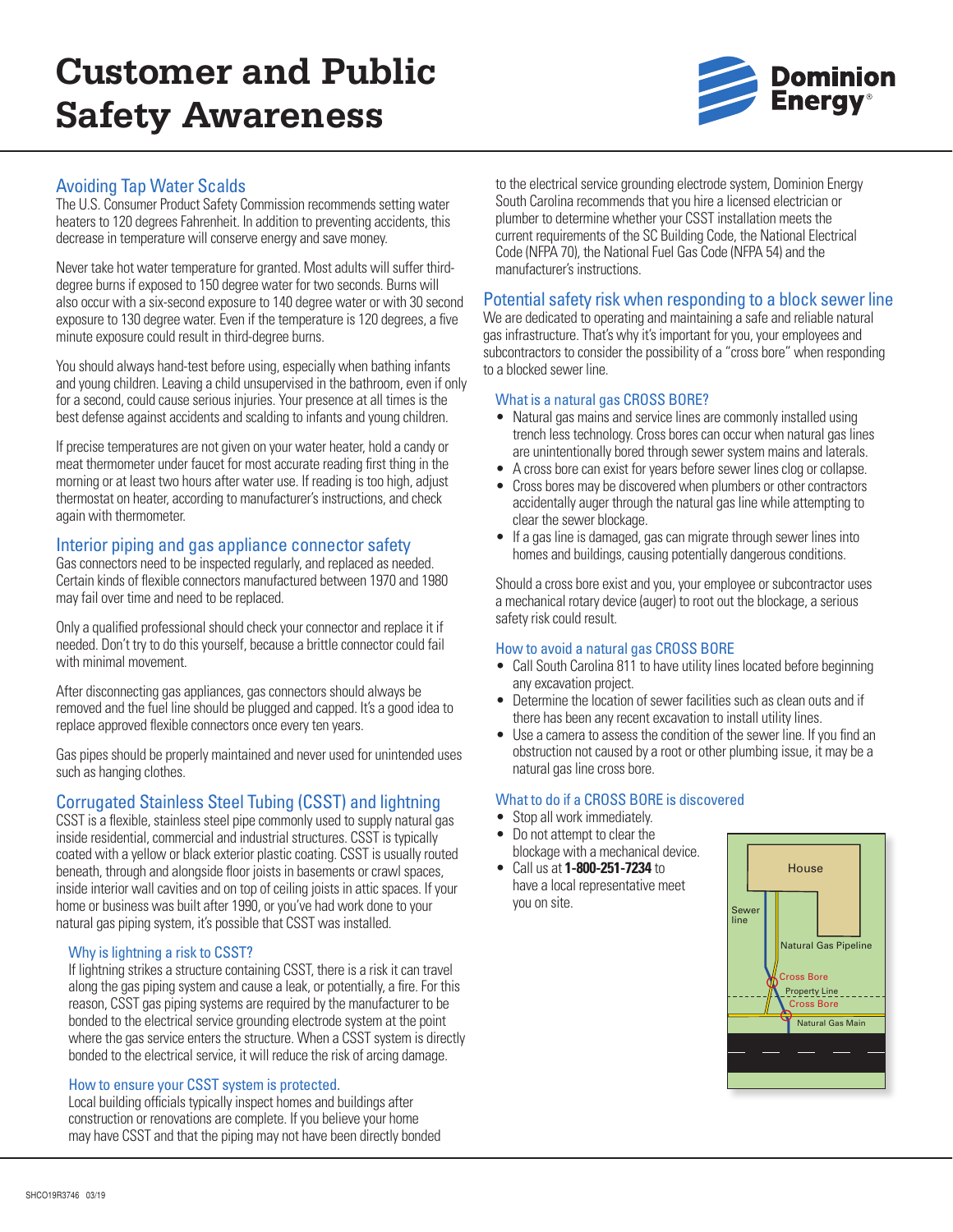# Customer and Public Safety Awareness

Dominion Energy

## Avoiding Tap Water Scalds

The U.S. Consumer Product Safety Commission recommends setting water heaters to 120 degrees Fahrenheit. In addition to preventing accidents, this decrease in temperature will conserve energy and save money.

Never take hot water temperature for granted. Most adults will suffer third-degree burns if exposed to 150 degree water for two seconds. Burns will also occur with a six-second exposure to 140 degree water or with 30 second exposure to 130 degree water. Even if the temperature is 120 degrees, a five minute exposure could result in third-degree burns.

You should always hand-test before using, especially when bathing infants and young children. Leaving a child unsupervised in the bathroom, even if only for a second, could cause serious injuries. Your presence at all times is the best defense against accidents and scalding to infants and young children.

If precise temperatures are not given on your water heater, hold a candy or meat thermometer under faucet for most accurate reading first thing in the morning or at least two hours after water use. If reading is too high, adjust thermostat on heater, according to manufacturer's instructions, and check again with thermometer.

## Interior piping and gas appliance connector safety

Gas connectors need to be inspected regularly, and replaced as needed. Certain kinds of flexible connectors manufactured between 1970 and 1980 may fail over time and need to be replaced.

Only a qualified professional should check your connector and replace it if needed. Don't try to do this yourself, because a brittle connector could fail with minimal movement.

After disconnecting gas appliances, gas connectors should always be removed and the fuel line should be plugged and capped. It's a good idea to replace approved flexible connectors once every ten years.

Gas pipes should be properly maintained and never used for unintended uses such as hanging clothes.

## Corrugated Stainless Steel Tubing (CSST) and lightning

CSST is a flexible, stainless steel pipe commonly used to supply natural gas inside residential, commercial and industrial structures. CSST is typically coated with a yellow or black exterior plastic coating. CSST is usually routed beneath, through and alongside floor joists in basements or crawl spaces, inside interior wall cavities and on top of ceiling joists in attic spaces. If your home or business was built after 1990, or you've had work done to your natural gas piping system, it's possible that CSST was installed.

### Why is lightning a risk to CSST?

If lightning strikes a structure containing CSST, there is a risk it can travel along the gas piping system and cause a leak, or potentially, a fire. For this reason, CSST gas piping systems are required by the manufacturer to be bonded to the electrical service grounding electrode system at the point where the gas service enters the structure. When a CSST system is directly bonded to the electrical service, it will reduce the risk of arcing damage.

### How to ensure your CSST system is protected.

Local building officials typically inspect homes and buildings after construction or renovations are complete. If you believe your home may have CSST and that the piping may not have been directly bonded to the electrical service grounding electrode system, Dominion Energy South Carolina recommends that you hire a licensed electrician or plumber to determine whether your CSST installation meets the current requirements of the SC Building Code, the National Electrical Code (NFPA 70), the National Fuel Gas Code (NFPA 54) and the manufacturer's instructions.

## Potential safety risk when responding to a block sewer line

We are dedicated to operating and maintaining a safe and reliable natural gas infrastructure. That's why it's important for you, your employees and subcontractors to consider the possibility of a "cross bore" when responding to a blocked sewer line.

### What is a natural gas CROSS BORE?

- Natural gas mains and service lines are commonly installed using trench less technology. Cross bores can occur when natural gas lines are unintentionally bored through sewer system mains and laterals.
- A cross bore can exist for years before sewer lines clog or collapse.
- Cross bores may be discovered when plumbers or other contractors accidentally auger through the natural gas line while attempting to clear the sewer blockage.
- If a gas line is damaged, gas can migrate through sewer lines into homes and buildings, causing potentially dangerous conditions.

Should a cross bore exist and you, your employee or subcontractor uses a mechanical rotary device (auger) to root out the blockage, a serious safety risk could result.

### How to avoid a natural gas CROSS BORE

- Call South Carolina 811 to have utility lines located before beginning any excavation project.
- Determine the location of sewer facilities such as clean outs and if there has been any recent excavation to install utility lines.
- Use a camera to assess the condition of the sewer line. If you find an obstruction not caused by a root or other plumbing issue, it may be a natural gas line cross bore.

### What to do if a CROSS BORE is discovered

- Stop all work immediately.
- Do not attempt to clear the blockage with a mechanical device.
- Call us at **1-800-251-7234** to have a local representative meet you on site.

House
Sewer line
Natural Gas Pipeline
Cross Bore
Property Line
Cross Bore
Natural Gas Main

SHCO19R3746 03/19